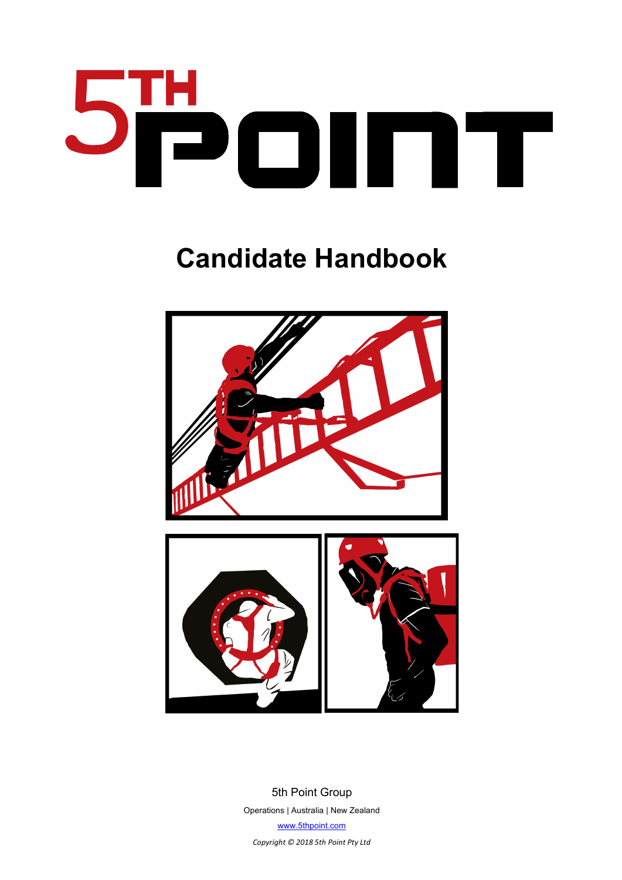# 5TH POINT

## Candidate Handbook

5th Point Group

Operations | Australia | New Zealand

www.5thpoint.com

*Copyright © 2018 5th Point Pty Ltd*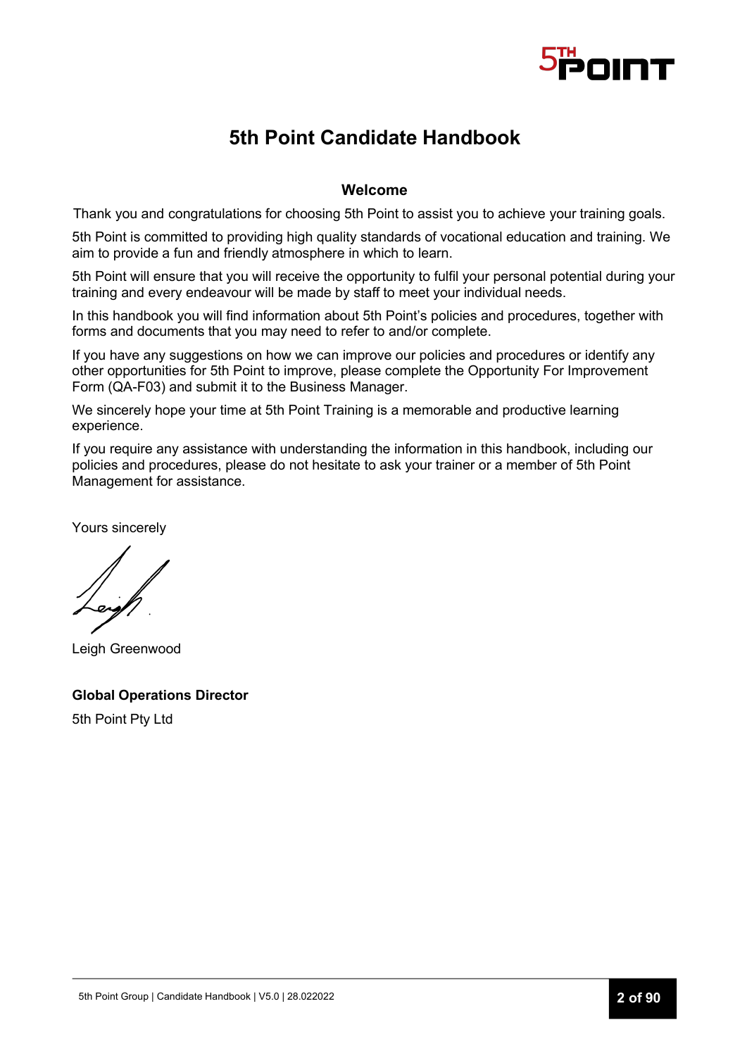# 5th Point Candidate Handbook

## Welcome

Thank you and congratulations for choosing 5th Point to assist you to achieve your training goals.

5th Point is committed to providing high quality standards of vocational education and training. We aim to provide a fun and friendly atmosphere in which to learn.

5th Point will ensure that you will receive the opportunity to fulfil your personal potential during your training and every endeavour will be made by staff to meet your individual needs.

In this handbook you will find information about 5th Point's policies and procedures, together with forms and documents that you may need to refer to and/or complete.

If you have any suggestions on how we can improve our policies and procedures or identify any other opportunities for 5th Point to improve, please complete the Opportunity For Improvement Form (QA-F03) and submit it to the Business Manager.

We sincerely hope your time at 5th Point Training is a memorable and productive learning experience.

If you require any assistance with understanding the information in this handbook, including our policies and procedures, please do not hesitate to ask your trainer or a member of 5th Point Management for assistance.

Yours sincerely

Leigh Greenwood

**Global Operations Director**

5th Point Pty Ltd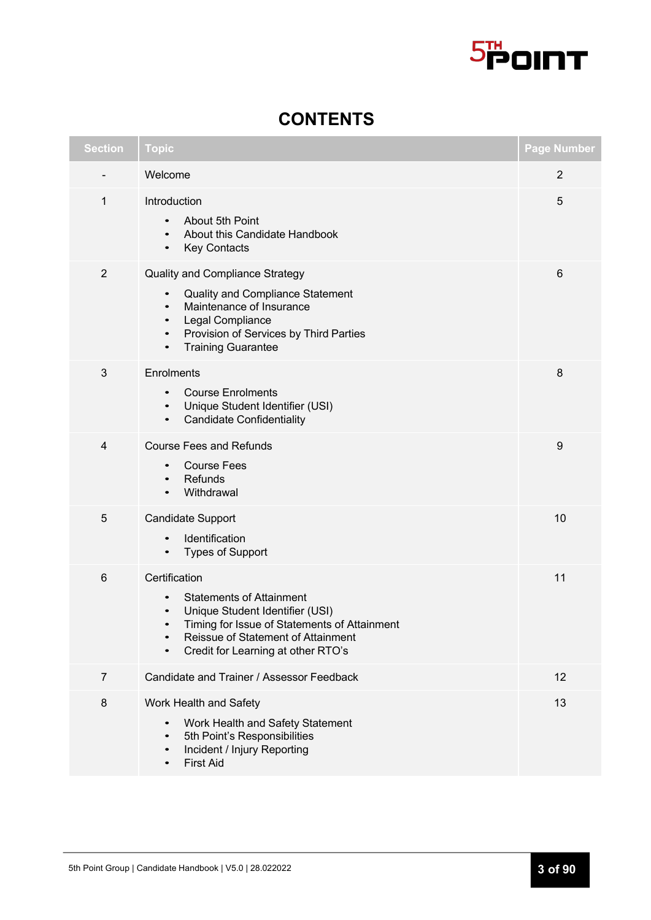# CONTENTS

| Section | Topic | Page Number |
|---|---|---|
| - | Welcome | 2 |
| 1 | Introduction<br>• About 5th Point<br>• About this Candidate Handbook<br>• Key Contacts | 5 |
| 2 | Quality and Compliance Strategy<br>• Quality and Compliance Statement<br>• Maintenance of Insurance<br>• Legal Compliance<br>• Provision of Services by Third Parties<br>• Training Guarantee | 6 |
| 3 | Enrolments<br>• Course Enrolments<br>• Unique Student Identifier (USI)<br>• Candidate Confidentiality | 8 |
| 4 | Course Fees and Refunds<br>• Course Fees<br>• Refunds<br>• Withdrawal | 9 |
| 5 | Candidate Support<br>• Identification<br>• Types of Support | 10 |
| 6 | Certification<br>• Statements of Attainment<br>• Unique Student Identifier (USI)<br>• Timing for Issue of Statements of Attainment<br>• Reissue of Statement of Attainment<br>• Credit for Learning at other RTO's | 11 |
| 7 | Candidate and Trainer / Assessor Feedback | 12 |
| 8 | Work Health and Safety<br>• Work Health and Safety Statement<br>• 5th Point's Responsibilities<br>• Incident / Injury Reporting<br>• First Aid | 13 |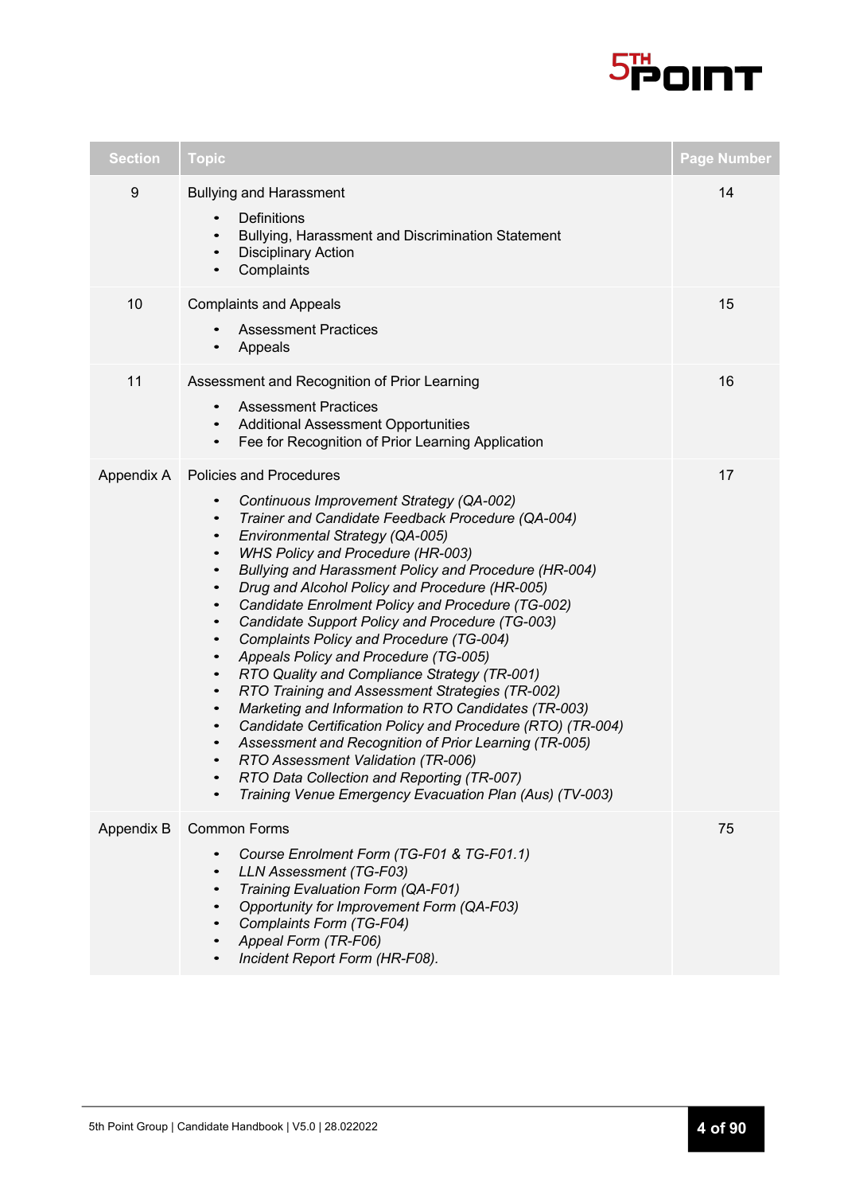| Section | Topic | Page Number |
|---|---|---|
| 9 | Bullying and Harassment<br>• Definitions<br>• Bullying, Harassment and Discrimination Statement<br>• Disciplinary Action<br>• Complaints | 14 |
| 10 | Complaints and Appeals<br>• Assessment Practices<br>• Appeals | 15 |
| 11 | Assessment and Recognition of Prior Learning<br>• Assessment Practices<br>• Additional Assessment Opportunities<br>• Fee for Recognition of Prior Learning Application | 16 |
| Appendix A | Policies and Procedures<br>• *Continuous Improvement Strategy (QA-002)*<br>• *Trainer and Candidate Feedback Procedure (QA-004)*<br>• *Environmental Strategy (QA-005)*<br>• *WHS Policy and Procedure (HR-003)*<br>• *Bullying and Harassment Policy and Procedure (HR-004)*<br>• *Drug and Alcohol Policy and Procedure (HR-005)*<br>• *Candidate Enrolment Policy and Procedure (TG-002)*<br>• *Candidate Support Policy and Procedure (TG-003)*<br>• *Complaints Policy and Procedure (TG-004)*<br>• *Appeals Policy and Procedure (TG-005)*<br>• *RTO Quality and Compliance Strategy (TR-001)*<br>• *RTO Training and Assessment Strategies (TR-002)*<br>• *Marketing and Information to RTO Candidates (TR-003)*<br>• *Candidate Certification Policy and Procedure (RTO) (TR-004)*<br>• *Assessment and Recognition of Prior Learning (TR-005)*<br>• *RTO Assessment Validation (TR-006)*<br>• *RTO Data Collection and Reporting (TR-007)*<br>• *Training Venue Emergency Evacuation Plan (Aus) (TV-003)* | 17 |
| Appendix B | Common Forms<br>• *Course Enrolment Form (TG-F01 & TG-F01.1)*<br>• *LLN Assessment (TG-F03)*<br>• *Training Evaluation Form (QA-F01)*<br>• *Opportunity for Improvement Form (QA-F03)*<br>• *Complaints Form (TG-F04)*<br>• *Appeal Form (TR-F06)*<br>• *Incident Report Form (HR-F08).* | 75 |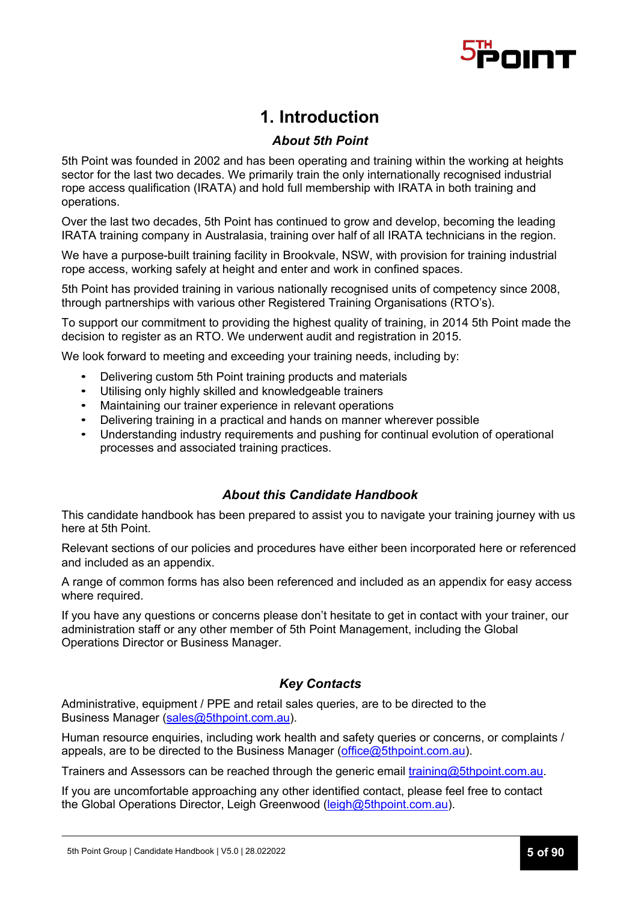# 1. Introduction

### *About 5th Point*

5th Point was founded in 2002 and has been operating and training within the working at heights sector for the last two decades. We primarily train the only internationally recognised industrial rope access qualification (IRATA) and hold full membership with IRATA in both training and operations.

Over the last two decades, 5th Point has continued to grow and develop, becoming the leading IRATA training company in Australasia, training over half of all IRATA technicians in the region.

We have a purpose-built training facility in Brookvale, NSW, with provision for training industrial rope access, working safely at height and enter and work in confined spaces.

5th Point has provided training in various nationally recognised units of competency since 2008, through partnerships with various other Registered Training Organisations (RTO's).

To support our commitment to providing the highest quality of training, in 2014 5th Point made the decision to register as an RTO. We underwent audit and registration in 2015.

We look forward to meeting and exceeding your training needs, including by:

- Delivering custom 5th Point training products and materials
- Utilising only highly skilled and knowledgeable trainers
- Maintaining our trainer experience in relevant operations
- Delivering training in a practical and hands on manner wherever possible
- Understanding industry requirements and pushing for continual evolution of operational processes and associated training practices.

### *About this Candidate Handbook*

This candidate handbook has been prepared to assist you to navigate your training journey with us here at 5th Point.

Relevant sections of our policies and procedures have either been incorporated here or referenced and included as an appendix.

A range of common forms has also been referenced and included as an appendix for easy access where required.

If you have any questions or concerns please don't hesitate to get in contact with your trainer, our administration staff or any other member of 5th Point Management, including the Global Operations Director or Business Manager.

### *Key Contacts*

Administrative, equipment / PPE and retail sales queries, are to be directed to the Business Manager (sales@5thpoint.com.au).

Human resource enquiries, including work health and safety queries or concerns, or complaints / appeals, are to be directed to the Business Manager (office@5thpoint.com.au).

Trainers and Assessors can be reached through the generic email training@5thpoint.com.au.

If you are uncomfortable approaching any other identified contact, please feel free to contact the Global Operations Director, Leigh Greenwood (leigh@5thpoint.com.au).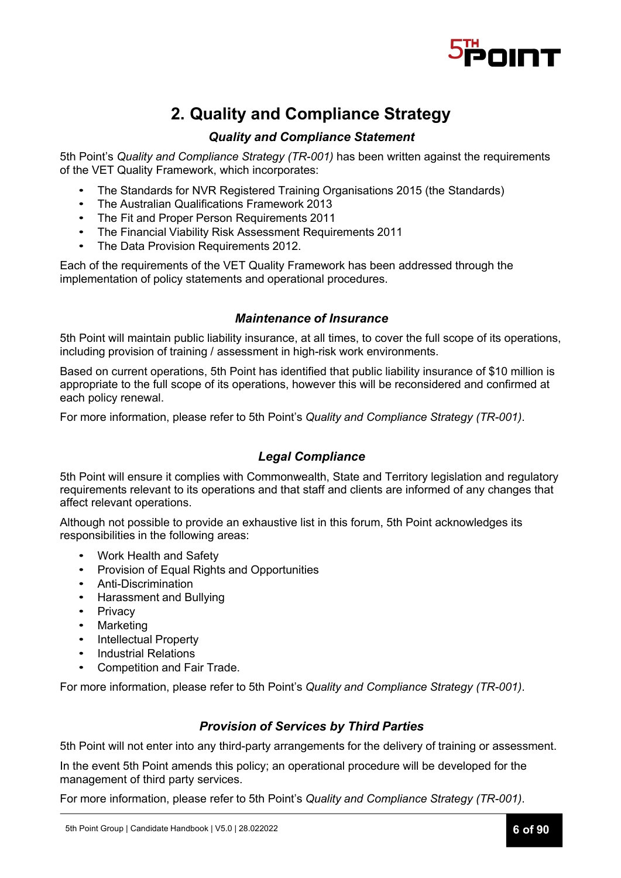## 2. Quality and Compliance Strategy

### *Quality and Compliance Statement*

5th Point's *Quality and Compliance Strategy (TR-001)* has been written against the requirements of the VET Quality Framework, which incorporates:

- The Standards for NVR Registered Training Organisations 2015 (the Standards)
- The Australian Qualifications Framework 2013
- The Fit and Proper Person Requirements 2011
- The Financial Viability Risk Assessment Requirements 2011
- The Data Provision Requirements 2012.

Each of the requirements of the VET Quality Framework has been addressed through the implementation of policy statements and operational procedures.

### *Maintenance of Insurance*

5th Point will maintain public liability insurance, at all times, to cover the full scope of its operations, including provision of training / assessment in high-risk work environments.

Based on current operations, 5th Point has identified that public liability insurance of $10 million is appropriate to the full scope of its operations, however this will be reconsidered and confirmed at each policy renewal.

For more information, please refer to 5th Point's *Quality and Compliance Strategy (TR-001)*.

### *Legal Compliance*

5th Point will ensure it complies with Commonwealth, State and Territory legislation and regulatory requirements relevant to its operations and that staff and clients are informed of any changes that affect relevant operations.

Although not possible to provide an exhaustive list in this forum, 5th Point acknowledges its responsibilities in the following areas:

- Work Health and Safety
- Provision of Equal Rights and Opportunities
- Anti-Discrimination
- Harassment and Bullying
- Privacy
- Marketing
- Intellectual Property
- Industrial Relations
- Competition and Fair Trade.

For more information, please refer to 5th Point's *Quality and Compliance Strategy (TR-001)*.

### *Provision of Services by Third Parties*

5th Point will not enter into any third-party arrangements for the delivery of training or assessment.

In the event 5th Point amends this policy; an operational procedure will be developed for the management of third party services.

For more information, please refer to 5th Point's *Quality and Compliance Strategy (TR-001)*.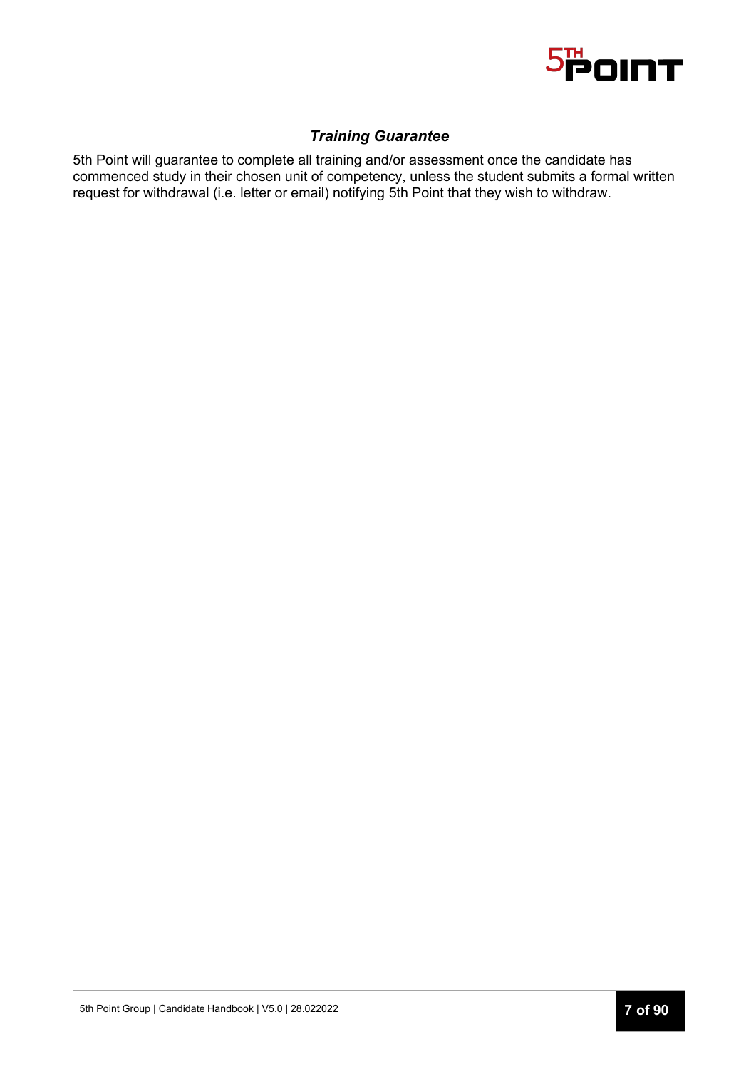### ***Training Guarantee***

5th Point will guarantee to complete all training and/or assessment once the candidate has commenced study in their chosen unit of competency, unless the student submits a formal written request for withdrawal (i.e. letter or email) notifying 5th Point that they wish to withdraw.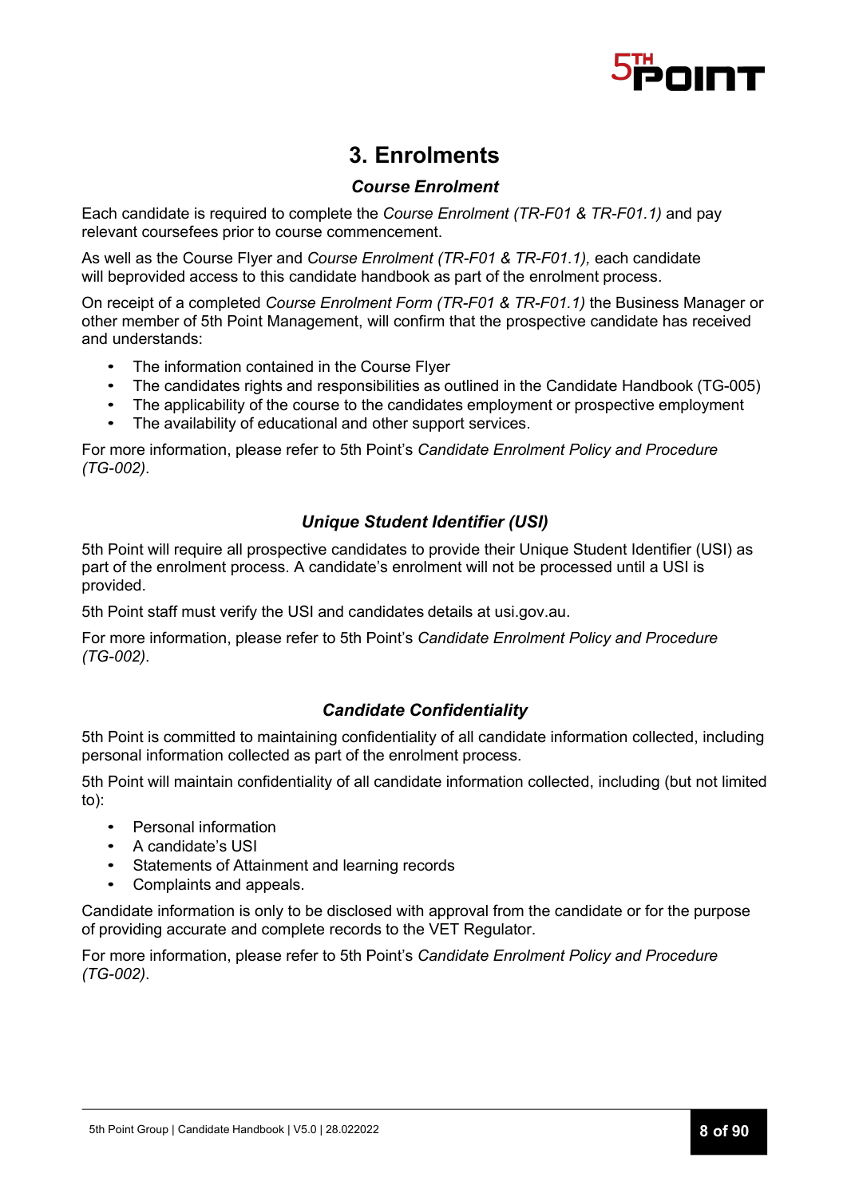# 3. Enrolments

### *Course Enrolment*

Each candidate is required to complete the *Course Enrolment (TR-F01 & TR-F01.1)* and pay relevant coursefees prior to course commencement.

As well as the Course Flyer and *Course Enrolment (TR-F01 & TR-F01.1),* each candidate will beprovided access to this candidate handbook as part of the enrolment process.

On receipt of a completed *Course Enrolment Form (TR-F01 & TR-F01.1)* the Business Manager or other member of 5th Point Management, will confirm that the prospective candidate has received and understands:

- The information contained in the Course Flyer
- The candidates rights and responsibilities as outlined in the Candidate Handbook (TG-005)
- The applicability of the course to the candidates employment or prospective employment
- The availability of educational and other support services.

For more information, please refer to 5th Point's *Candidate Enrolment Policy and Procedure (TG-002)*.

### *Unique Student Identifier (USI)*

5th Point will require all prospective candidates to provide their Unique Student Identifier (USI) as part of the enrolment process. A candidate's enrolment will not be processed until a USI is provided.

5th Point staff must verify the USI and candidates details at usi.gov.au.

For more information, please refer to 5th Point's *Candidate Enrolment Policy and Procedure (TG-002)*.

### *Candidate Confidentiality*

5th Point is committed to maintaining confidentiality of all candidate information collected, including personal information collected as part of the enrolment process.

5th Point will maintain confidentiality of all candidate information collected, including (but not limited to):

- Personal information
- A candidate's USI
- Statements of Attainment and learning records
- Complaints and appeals.

Candidate information is only to be disclosed with approval from the candidate or for the purpose of providing accurate and complete records to the VET Regulator.

For more information, please refer to 5th Point's *Candidate Enrolment Policy and Procedure (TG-002)*.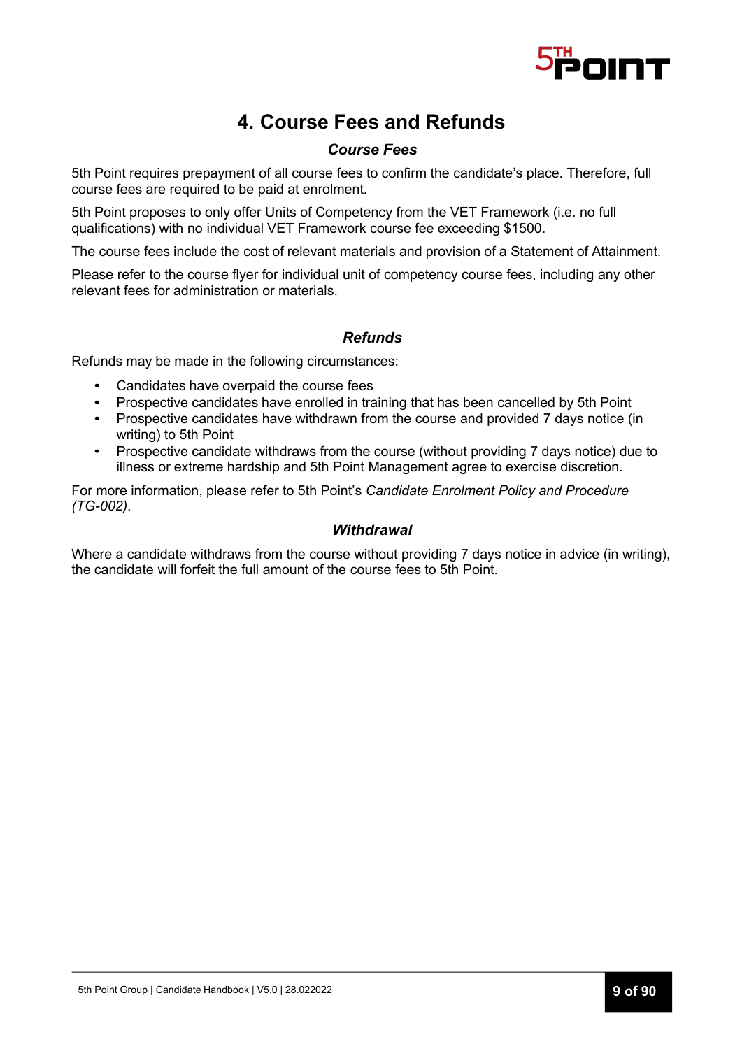# 4. Course Fees and Refunds

### *Course Fees*

5th Point requires prepayment of all course fees to confirm the candidate's place. Therefore, full course fees are required to be paid at enrolment.

5th Point proposes to only offer Units of Competency from the VET Framework (i.e. no full qualifications) with no individual VET Framework course fee exceeding $1500.

The course fees include the cost of relevant materials and provision of a Statement of Attainment.

Please refer to the course flyer for individual unit of competency course fees, including any other relevant fees for administration or materials.

### *Refunds*

Refunds may be made in the following circumstances:

- Candidates have overpaid the course fees
- Prospective candidates have enrolled in training that has been cancelled by 5th Point
- Prospective candidates have withdrawn from the course and provided 7 days notice (in writing) to 5th Point
- Prospective candidate withdraws from the course (without providing 7 days notice) due to illness or extreme hardship and 5th Point Management agree to exercise discretion.

For more information, please refer to 5th Point's *Candidate Enrolment Policy and Procedure (TG-002)*.

### *Withdrawal*

Where a candidate withdraws from the course without providing 7 days notice in advice (in writing), the candidate will forfeit the full amount of the course fees to 5th Point.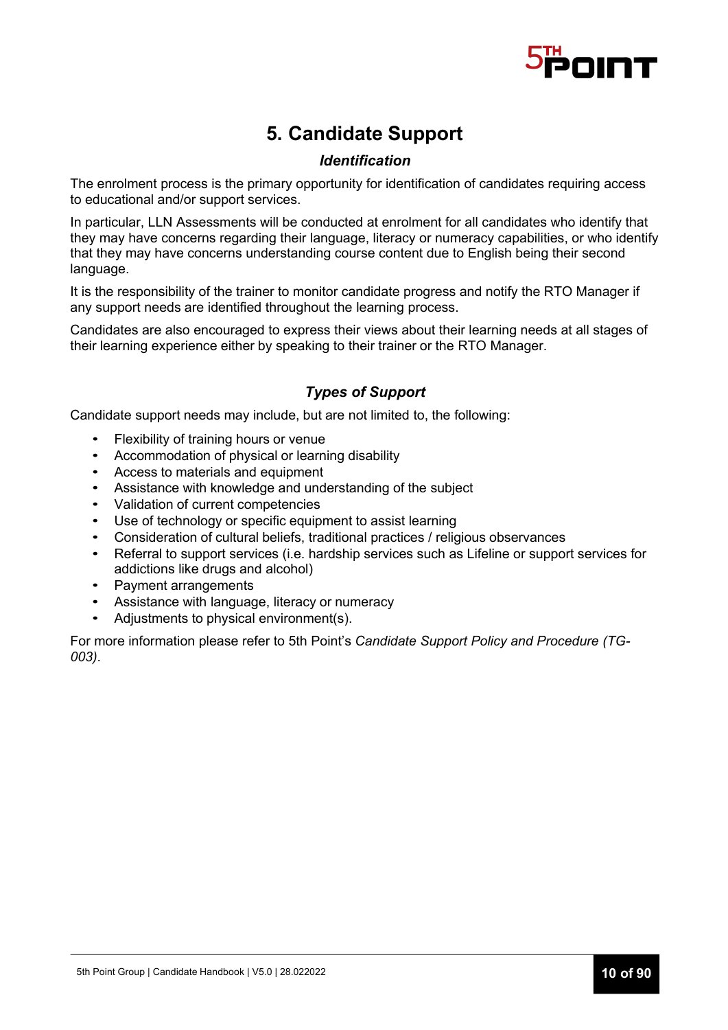# 5. Candidate Support

### *Identification*

The enrolment process is the primary opportunity for identification of candidates requiring access to educational and/or support services.

In particular, LLN Assessments will be conducted at enrolment for all candidates who identify that they may have concerns regarding their language, literacy or numeracy capabilities, or who identify that they may have concerns understanding course content due to English being their second language.

It is the responsibility of the trainer to monitor candidate progress and notify the RTO Manager if any support needs are identified throughout the learning process.

Candidates are also encouraged to express their views about their learning needs at all stages of their learning experience either by speaking to their trainer or the RTO Manager.

### *Types of Support*

Candidate support needs may include, but are not limited to, the following:

- Flexibility of training hours or venue
- Accommodation of physical or learning disability
- Access to materials and equipment
- Assistance with knowledge and understanding of the subject
- Validation of current competencies
- Use of technology or specific equipment to assist learning
- Consideration of cultural beliefs, traditional practices / religious observances
- Referral to support services (i.e. hardship services such as Lifeline or support services for addictions like drugs and alcohol)
- Payment arrangements
- Assistance with language, literacy or numeracy
- Adjustments to physical environment(s).

For more information please refer to 5th Point's *Candidate Support Policy and Procedure (TG-003)*.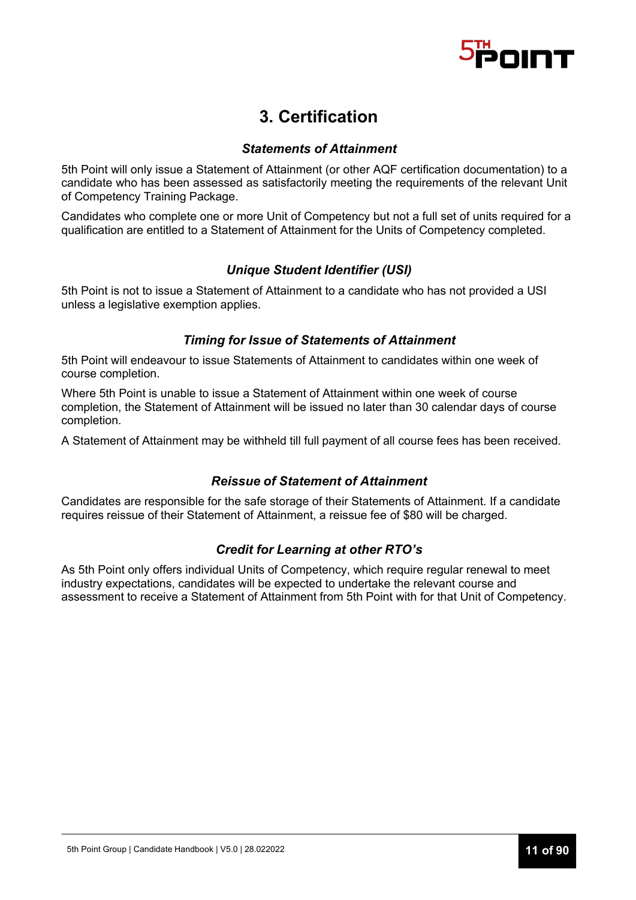# 3. Certification

### *Statements of Attainment*

5th Point will only issue a Statement of Attainment (or other AQF certification documentation) to a candidate who has been assessed as satisfactorily meeting the requirements of the relevant Unit of Competency Training Package.

Candidates who complete one or more Unit of Competency but not a full set of units required for a qualification are entitled to a Statement of Attainment for the Units of Competency completed.

### *Unique Student Identifier (USI)*

5th Point is not to issue a Statement of Attainment to a candidate who has not provided a USI unless a legislative exemption applies.

### *Timing for Issue of Statements of Attainment*

5th Point will endeavour to issue Statements of Attainment to candidates within one week of course completion.

Where 5th Point is unable to issue a Statement of Attainment within one week of course completion, the Statement of Attainment will be issued no later than 30 calendar days of course completion.

A Statement of Attainment may be withheld till full payment of all course fees has been received.

### *Reissue of Statement of Attainment*

Candidates are responsible for the safe storage of their Statements of Attainment. If a candidate requires reissue of their Statement of Attainment, a reissue fee of $80 will be charged.

### *Credit for Learning at other RTO's*

As 5th Point only offers individual Units of Competency, which require regular renewal to meet industry expectations, candidates will be expected to undertake the relevant course and assessment to receive a Statement of Attainment from 5th Point with for that Unit of Competency.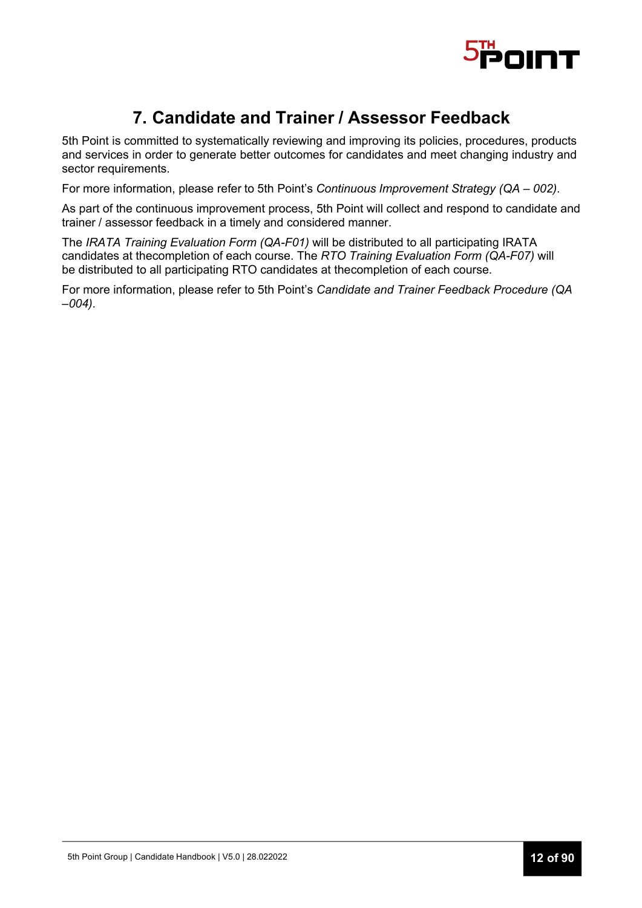# 7. Candidate and Trainer / Assessor Feedback

5th Point is committed to systematically reviewing and improving its policies, procedures, products and services in order to generate better outcomes for candidates and meet changing industry and sector requirements.

For more information, please refer to 5th Point's *Continuous Improvement Strategy (QA – 002)*.

As part of the continuous improvement process, 5th Point will collect and respond to candidate and trainer / assessor feedback in a timely and considered manner.

The *IRATA Training Evaluation Form (QA-F01)* will be distributed to all participating IRATA candidates at thecompletion of each course. The *RTO Training Evaluation Form (QA-F07)* will be distributed to all participating RTO candidates at thecompletion of each course.

For more information, please refer to 5th Point's *Candidate and Trainer Feedback Procedure (QA –004)*.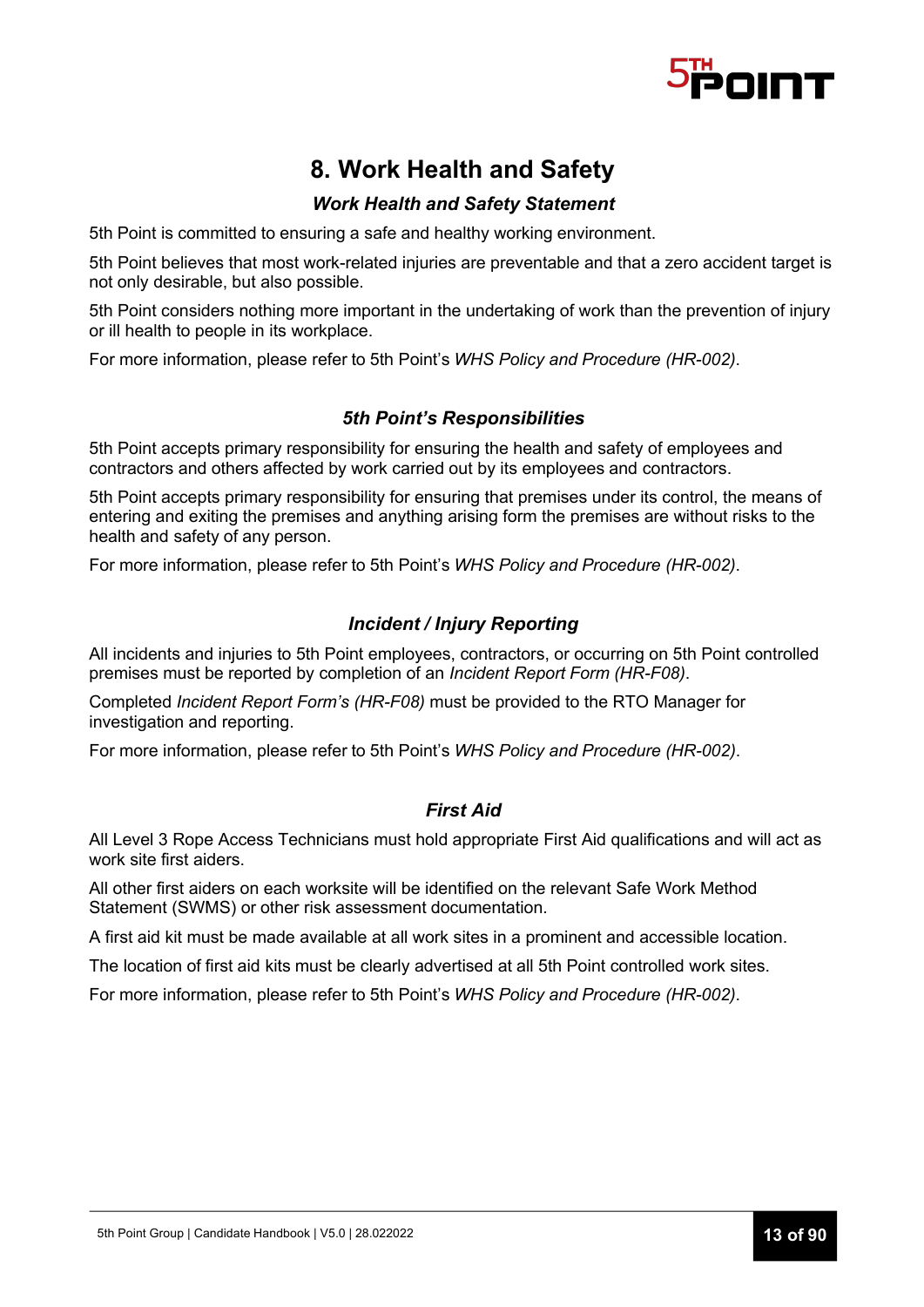# 8. Work Health and Safety

### *Work Health and Safety Statement*

5th Point is committed to ensuring a safe and healthy working environment.

5th Point believes that most work-related injuries are preventable and that a zero accident target is not only desirable, but also possible.

5th Point considers nothing more important in the undertaking of work than the prevention of injury or ill health to people in its workplace.

For more information, please refer to 5th Point's *WHS Policy and Procedure (HR-002)*.

### *5th Point's Responsibilities*

5th Point accepts primary responsibility for ensuring the health and safety of employees and contractors and others affected by work carried out by its employees and contractors.

5th Point accepts primary responsibility for ensuring that premises under its control, the means of entering and exiting the premises and anything arising form the premises are without risks to the health and safety of any person.

For more information, please refer to 5th Point's *WHS Policy and Procedure (HR-002)*.

### *Incident / Injury Reporting*

All incidents and injuries to 5th Point employees, contractors, or occurring on 5th Point controlled premises must be reported by completion of an *Incident Report Form (HR-F08)*.

Completed *Incident Report Form's (HR-F08)* must be provided to the RTO Manager for investigation and reporting.

For more information, please refer to 5th Point's *WHS Policy and Procedure (HR-002)*.

### *First Aid*

All Level 3 Rope Access Technicians must hold appropriate First Aid qualifications and will act as work site first aiders.

All other first aiders on each worksite will be identified on the relevant Safe Work Method Statement (SWMS) or other risk assessment documentation.

A first aid kit must be made available at all work sites in a prominent and accessible location.

The location of first aid kits must be clearly advertised at all 5th Point controlled work sites.

For more information, please refer to 5th Point's *WHS Policy and Procedure (HR-002)*.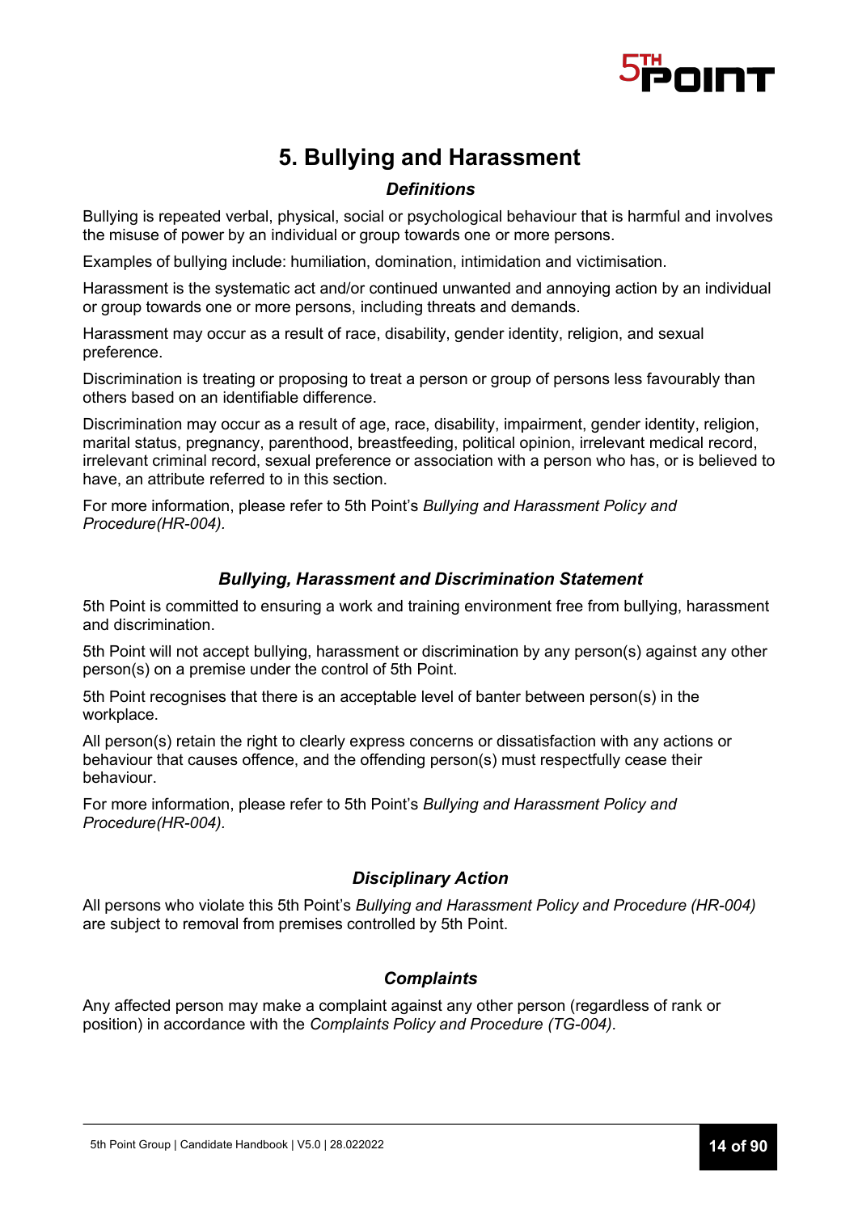# 5. Bullying and Harassment

### *Definitions*

Bullying is repeated verbal, physical, social or psychological behaviour that is harmful and involves the misuse of power by an individual or group towards one or more persons.

Examples of bullying include: humiliation, domination, intimidation and victimisation.

Harassment is the systematic act and/or continued unwanted and annoying action by an individual or group towards one or more persons, including threats and demands.

Harassment may occur as a result of race, disability, gender identity, religion, and sexual preference.

Discrimination is treating or proposing to treat a person or group of persons less favourably than others based on an identifiable difference.

Discrimination may occur as a result of age, race, disability, impairment, gender identity, religion, marital status, pregnancy, parenthood, breastfeeding, political opinion, irrelevant medical record, irrelevant criminal record, sexual preference or association with a person who has, or is believed to have, an attribute referred to in this section.

For more information, please refer to 5th Point's *Bullying and Harassment Policy and Procedure(HR-004).*

### *Bullying, Harassment and Discrimination Statement*

5th Point is committed to ensuring a work and training environment free from bullying, harassment and discrimination.

5th Point will not accept bullying, harassment or discrimination by any person(s) against any other person(s) on a premise under the control of 5th Point.

5th Point recognises that there is an acceptable level of banter between person(s) in the workplace.

All person(s) retain the right to clearly express concerns or dissatisfaction with any actions or behaviour that causes offence, and the offending person(s) must respectfully cease their behaviour.

For more information, please refer to 5th Point's *Bullying and Harassment Policy and Procedure(HR-004).*

### *Disciplinary Action*

All persons who violate this 5th Point's *Bullying and Harassment Policy and Procedure (HR-004)* are subject to removal from premises controlled by 5th Point.

### *Complaints*

Any affected person may make a complaint against any other person (regardless of rank or position) in accordance with the *Complaints Policy and Procedure (TG-004)*.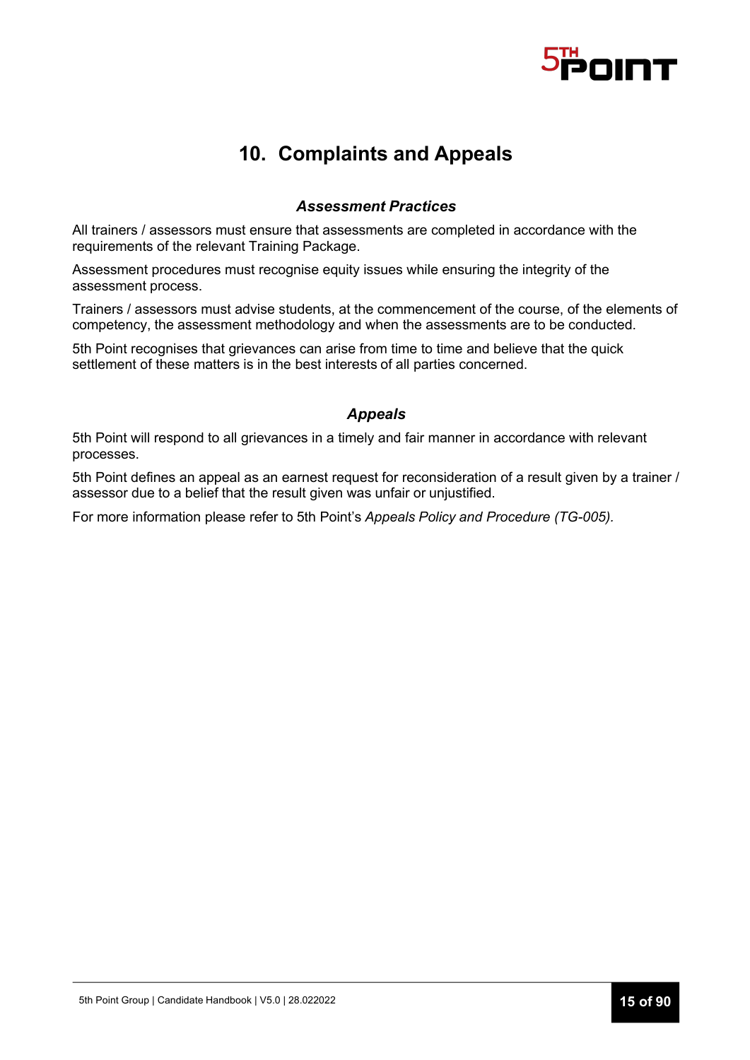# 10. Complaints and Appeals

### *Assessment Practices*

All trainers / assessors must ensure that assessments are completed in accordance with the requirements of the relevant Training Package.

Assessment procedures must recognise equity issues while ensuring the integrity of the assessment process.

Trainers / assessors must advise students, at the commencement of the course, of the elements of competency, the assessment methodology and when the assessments are to be conducted.

5th Point recognises that grievances can arise from time to time and believe that the quick settlement of these matters is in the best interests of all parties concerned.

### *Appeals*

5th Point will respond to all grievances in a timely and fair manner in accordance with relevant processes.

5th Point defines an appeal as an earnest request for reconsideration of a result given by a trainer / assessor due to a belief that the result given was unfair or unjustified.

For more information please refer to 5th Point's *Appeals Policy and Procedure (TG-005).*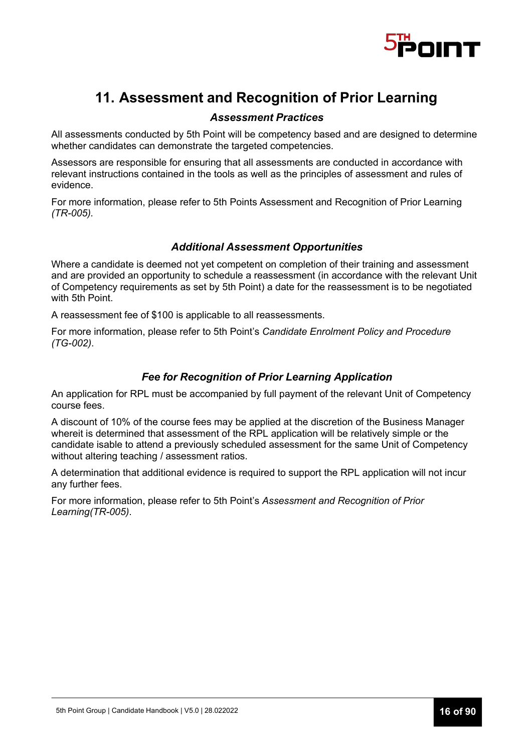# 11. Assessment and Recognition of Prior Learning

### *Assessment Practices*

All assessments conducted by 5th Point will be competency based and are designed to determine whether candidates can demonstrate the targeted competencies.

Assessors are responsible for ensuring that all assessments are conducted in accordance with relevant instructions contained in the tools as well as the principles of assessment and rules of evidence.

For more information, please refer to 5th Points Assessment and Recognition of Prior Learning *(TR-005).*

### *Additional Assessment Opportunities*

Where a candidate is deemed not yet competent on completion of their training and assessment and are provided an opportunity to schedule a reassessment (in accordance with the relevant Unit of Competency requirements as set by 5th Point) a date for the reassessment is to be negotiated with 5th Point.

A reassessment fee of $100 is applicable to all reassessments.

For more information, please refer to 5th Point's *Candidate Enrolment Policy and Procedure (TG-002)*.

### *Fee for Recognition of Prior Learning Application*

An application for RPL must be accompanied by full payment of the relevant Unit of Competency course fees.

A discount of 10% of the course fees may be applied at the discretion of the Business Manager whereit is determined that assessment of the RPL application will be relatively simple or the candidate isable to attend a previously scheduled assessment for the same Unit of Competency without altering teaching / assessment ratios.

A determination that additional evidence is required to support the RPL application will not incur any further fees.

For more information, please refer to 5th Point's *Assessment and Recognition of Prior Learning(TR-005)*.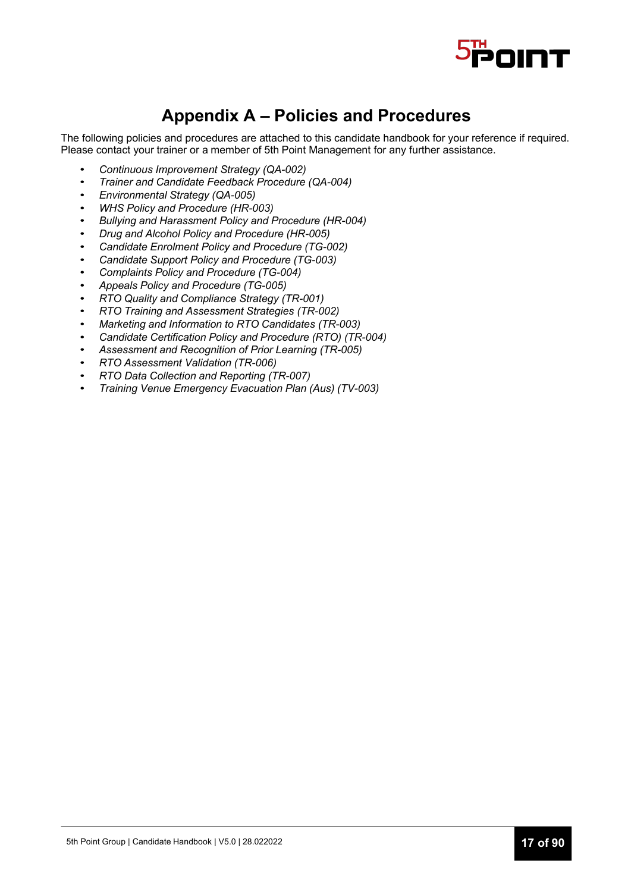# Appendix A – Policies and Procedures

The following policies and procedures are attached to this candidate handbook for your reference if required. Please contact your trainer or a member of 5th Point Management for any further assistance.

- *Continuous Improvement Strategy (QA-002)*
- *Trainer and Candidate Feedback Procedure (QA-004)*
- *Environmental Strategy (QA-005)*
- *WHS Policy and Procedure (HR-003)*
- *Bullying and Harassment Policy and Procedure (HR-004)*
- *Drug and Alcohol Policy and Procedure (HR-005)*
- *Candidate Enrolment Policy and Procedure (TG-002)*
- *Candidate Support Policy and Procedure (TG-003)*
- *Complaints Policy and Procedure (TG-004)*
- *Appeals Policy and Procedure (TG-005)*
- *RTO Quality and Compliance Strategy (TR-001)*
- *RTO Training and Assessment Strategies (TR-002)*
- *Marketing and Information to RTO Candidates (TR-003)*
- *Candidate Certification Policy and Procedure (RTO) (TR-004)*
- *Assessment and Recognition of Prior Learning (TR-005)*
- *RTO Assessment Validation (TR-006)*
- *RTO Data Collection and Reporting (TR-007)*
- *Training Venue Emergency Evacuation Plan (Aus) (TV-003)*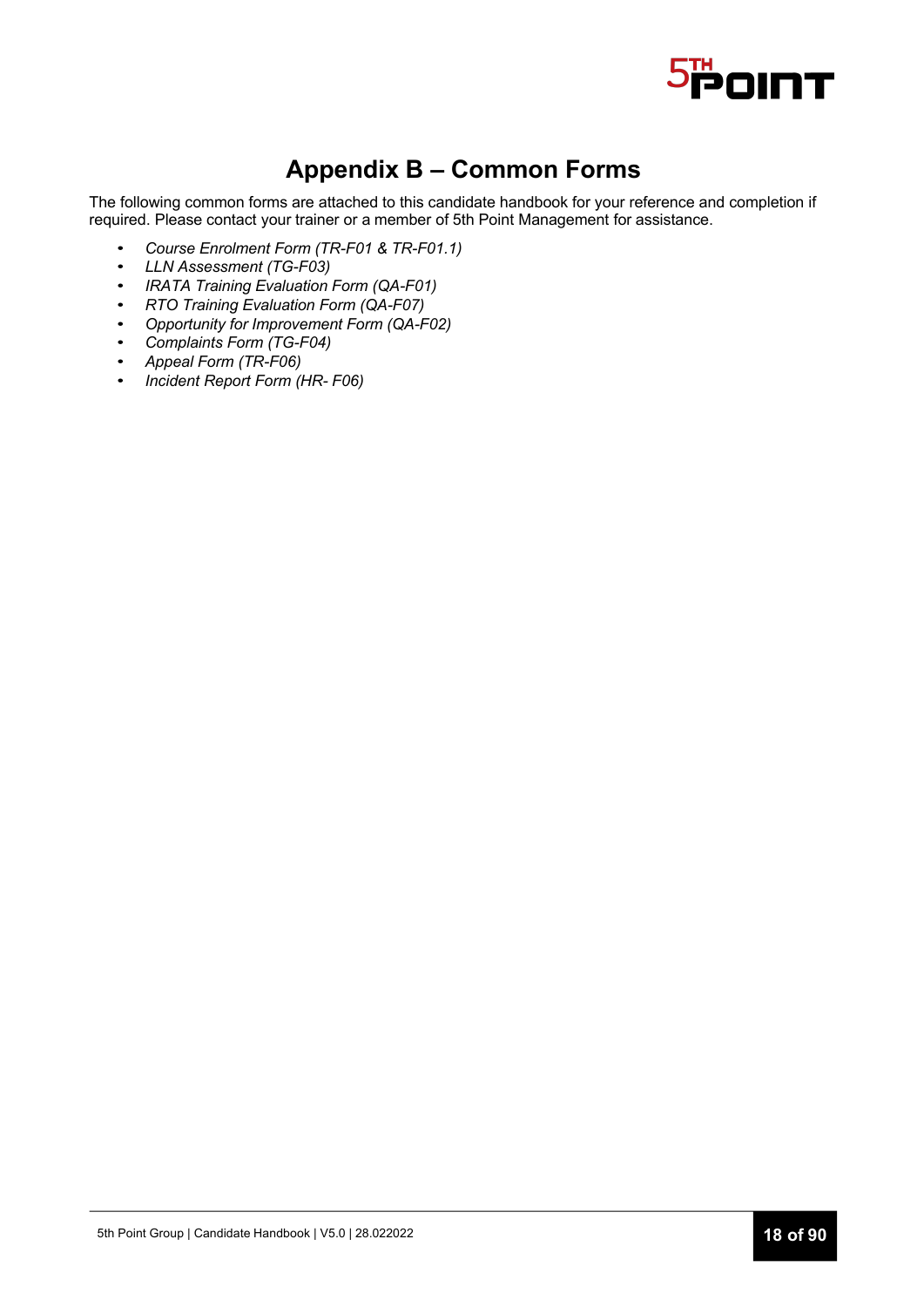# Appendix B – Common Forms

The following common forms are attached to this candidate handbook for your reference and completion if required. Please contact your trainer or a member of 5th Point Management for assistance.

- *Course Enrolment Form (TR-F01 & TR-F01.1)*
- *LLN Assessment (TG-F03)*
- *IRATA Training Evaluation Form (QA-F01)*
- *RTO Training Evaluation Form (QA-F07)*
- *Opportunity for Improvement Form (QA-F02)*
- *Complaints Form (TG-F04)*
- *Appeal Form (TR-F06)*
- *Incident Report Form (HR- F06)*